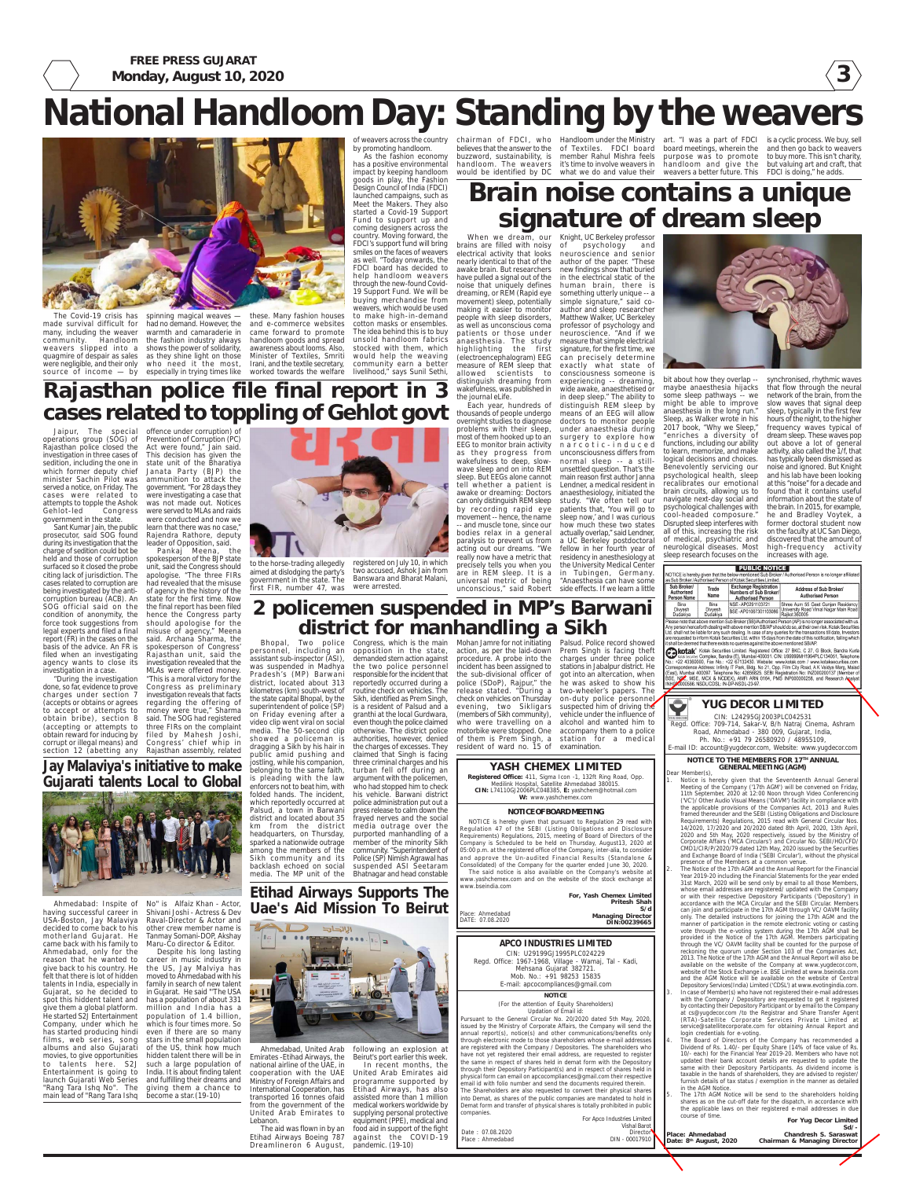# National Handloom Day: Standing by the weavers

The Covid-19 crisis has made survival difficult for many, including the weaver community. Handloom weavers slipped into a quagmire of despair as sales were negligible, and their only source of income — by spinning magical weaves — had no demand. However, the warmth and camaraderie in the fashion industry always shows the power of solidarity, as they shine light on those who need it the most, especially in trying times like these. Many fashion houses and e-commerce websites came forward to promote handloom goods and spread awareness about looms. Also, Minister of Textiles, Smriti Irani, and the textile secretary, worked towards the welfare of weavers across the country by promoting handloom.

As the fashion economy has a positive environmental impact by keeping handloom goods in play, the Fashion Design Council of India (FDCI) launched campaigns, such as Meet the Makers. They also started a Covid-19 Support Fund to support up and coming designers across the country. Moving forward, the FDCI's support fund will bring smiles on the faces of weavers as well. "Today onwards, the FDCI board has decided to help handloom weavers through the new-found Covid-19 Support Fund. We will be buying merchandise from weavers, which would be used to make high-in-demand cotton masks or ensembles. The idea behind this is to buy unsold handloom fabrics stocked with them, which would help the weaving community earn a better livelihood," says Sunil Sethi, chairman of FDCI, who believes that the answer to the buzzword, sustainability, is handloom. The weavers would be identified by DC Handloom under the Ministry of Textiles. FDCI board member Rahul Mishra feels it's time to involve weavers in what we do and value their art. "I was a part of FDCI board meetings, wherein the purpose was to promote handloom and give the weavers a better future. This is a cyclic process. We buy, sell and then go back to weavers to buy more. This isn't charity, but valuing art and craft, that FDCI is doing," he adds.

# Brain noise contains a unique signature of dream sleep

When we dream, our brains are filled with noisy electrical activity that looks nearly identical to that of the awake brain. But researchers have pulled a signal out of the noise that uniquely defines dreaming, or REM (Rapid eye movement) sleep, potentially making it easier to monitor people with sleep disorders, as well as unconscious coma patients or those under anaesthesia. The study highlighting the first (electroencephalogram) EEG measure of REM sleep that allowed scientists to distinguish dreaming from wakefulness, was published in the journal eLife.

Each year, hundreds of thousands of people undergo overnight studies to diagnose problems with their sleep, most of them hooked up to an EEG to monitor brain activity as they progress from wakefulness to deep, slow-wave sleep and on into REM sleep. But EEGs alone cannot tell whether a patient is awake or dreaming: Doctors can only distinguish REM sleep by recording rapid eye movement -- hence, the name -- and muscle tone, since our bodies relax in a general paralysis to prevent us from acting out our dreams. "We really now have a metric that precisely tells you when you are in REM sleep. It is a universal metric of being unconscious," said Robert Knight, UC Berkeley professor of psychology and neuroscience and senior author of the paper. "These new findings show that buried in the electrical static of the human brain, there is something utterly unique -- a simple signature," said co-author and sleep researcher Matthew Walker, UC Berkeley professor of psychology and neuroscience. "And if we measure that simple electrical signature, for the first time, we can precisely determine exactly what state of consciousness someone is experiencing -- dreaming, wide awake, anaesthetised or in deep sleep." The ability to distinguish REM sleep by means of an EEG will allow doctors to monitor people under anaesthesia during surgery to explore how narcotic-induced unconsciousness differs from normal sleep -- a still-unsettled question. That's the main reason first author Janna Lendner, a medical resident in anaesthesiology, initiated the study. "We often tell our patients that, 'You will go to sleep now,' and I was curious how much these two states actually overlap," said Lendner, a UC Berkeley postdoctoral fellow in her fourth year of residency in anaesthesiology at the University Medical Center in Tubingen, Germany. "Anaesthesia can have some side effects. If we learn a little bit about how they overlap -- maybe anaesthesia hijacks some sleep pathways -- we might be able to improve anaesthesia in the long run." Sleep, as Walker wrote in his 2017 book, "Why we Sleep," "enriches a diversity of functions, including our ability to learn, memorize, and make logical decisions and choices. Benevolently servicing our psychological health, sleep recalibrates our emotional brain circuits, allowing us to navigate next-day social and psychological challenges with cool-headed composure." Disrupted sleep interferes with all of this, increasing the risk of medical, psychiatric and neurological diseases. Most sleep research focuses on the synchronised, rhythmic waves that flow through the neural network of the brain, from the slow waves that signal deep sleep, typically in the first few hours of the night, to the higher frequency waves typical of dream sleep. These waves pop out above a lot of general activity, also called the 1/f, that has typically been dismissed as noise and ignored. But Knight and his lab have been looking at this "noise" for a decade and found that it contains useful information about the state of the brain. In 2015, for example, he and Bradley Voytek, a former doctoral student now on the faculty at UC San Diego, discovered that the amount of high-frequency activity increases with age.

# Rajasthan police file final report in 3 cases related to toppling of Gehlot govt

Jaipur, The special operations group (SOG) of Rajasthan police closed the investigation in three cases of sedition, including the one in which former deputy chief minister Sachin Pilot was served a notice, on Friday. The cases were related to attempts to topple the Ashok Gehlot-led Congress government in the state.

Sant Kumar Jain, the public prosecutor, said SOG found during its investigation that the charge of sedition could not be held and those of corruption surfaced so it closed the probe citing lack of jurisdiction. The cases related to corruption are being investigated by the anti-corruption bureau (ACB). An SOG official said on the condition of anonymity, the force took suggestions from legal experts and filed a final report (FR) in the cases on the basis of the advice. An FR is filed when an investigating agency wants to close its investigation in a case.

"During the investigation done, so far, evidence to prove charges under section 7 (accepts or obtains or agrees to accept or attempts to obtain bribe), section 8 (accepting or attempts to obtain reward for inducing by corrupt or illegal means) and section 12 (abetting any offence under corruption) of Prevention of Corruption (PC) Act were found," Jain said. This decision has given the state unit of the Bharatiya Janata Party (BJP) the ammunition to attack the government. "For 28 days they were investigating a case that was not made out. Notices were served to MLAs and raids were conducted and now we learn that there was no case," Rajendra Rathore, deputy leader of Opposition, said.

Pankaj Meena, the spokesperson of the BJP state unit, said the Congress should apologise. "The three FIRs had revealed that the misuse of agency in the history of the state for the first time. Now the final report has been filed hence the Congress party should apologise for the misuse of agency," Meena said. Archana Sharma, the spokesperson of Congress' Rajasthan unit, said the investigation revealed that the MLAs were offered money. "This is a moral victory for the Congress as preliminary investigation reveals that facts regarding the offering of money were true," Sharma said. The SOG had registered three FIRs on the complaint filed by Mahesh Joshi, Congress' chief whip in Rajasthan assembly, related to the horse-trading allegedly aimed at dislodging the party's government in the state. The first FIR, number 47, was registered on July 10, in which two accused, Ashok Jain from Banswara and Bharat Malani, were arrested.

# 2 policemen suspended in MP's Barwani district for manhandling a Sikh

Bhopal, Two police personnel, including an assistant sub-inspector (ASI), was suspended in Madhya Pradesh's (MP) Barwani district, located about 313 kilometres (km) south-west of the state capital Bhopal, by the superintendent of police (SP) on Friday evening after a video clip went viral on social media. The 50-second clip showed a policeman is dragging a Sikh by his hair in public amid pushing and jostling, while his companion, belonging to the same faith, is pleading with the law enforcers not to beat him, with folded hands. The incident, which reportedly occurred at Palsud, a town in Barwani district and located about 35 km from the district headquarters, on Thursday, sparked a nationwide outrage among the members of the Sikh community and its backlash echoed on social media. The MP unit of the Congress, which is the main opposition in the state, demanded stern action against the two police personnel responsible for the incident that reportedly occurred during a routine check on vehicles. The Sikh, identified as Prem Singh, is a resident of Palsud and a granthi at the local Gurdwara, even though the police claimed otherwise. The district police authorities, however, denied the charges of excesses. They claimed that Singh is facing three criminal charges and his turban fell off during an argument with the policemen, who had stopped him to check his vehicle. Barwani district police administration put out a press release to calm down the frayed nerves and the social media outrage over the purported manhandling of a member of the minority Sikh community. "Superintendent of Police (SP) Nimish Agrawal has suspended ASI Seetaram Bhatnagar and head constable Mohan Jamre for not initiating action, as per the laid-down procedure. A probe into the incident has been assigned to the sub-divisional officer of police (SDoP), Rajpur," the release stated. "During a check on vehicles on Thursday evening, two Sikhs (members of Sikh community), who were travelling on a motorbike were stopped. One of them is Prem Singh, a resident of ward no. 15 of Palsud. Police record showed Prem Singh is facing theft charges under three police stations in Jabalpur district. He got into an altercation, when he was asked to show his two-wheeler's papers. The on-duty police personnel suspected him of driving the vehicle under the influence of alcohol and wanted him to accompany them to a police station for a medical examination.

# Jay Malaviya's initiative to make Gujarati talents Local to Global

Ahmedabad: Inspite of having successful career in USA-Boston, Jay Malaviya decided to come back to his motherland Gujarat. He came back with his family to Ahmedabad, only for the reason that he wanted to give back to his country. He felt that there is lot of hidden talents in India, especially in Gujarat, so he decided to spot this hiddent talent and give them a global platform. He started S2J Entertainment Company, under which he has started producing hindi films, web series, song albums and also Gujarati movies, to give opportunities to talents here. S2J Entertainment is going to launch Gujarati Web Series "Rang Tara Ishq No". The main lead of "Rang Tara Ishq No" is Alfaiz Khan - Actor, Shivani Joshi - Actress & Dev Raval-Director & Actor and other crew member name is Tanmay Somani-DOP, Akshay Maru-Co director & Editor.

Despite his long lasting career in music industry in the US, Jay Malviya has moved to Ahmedabad with his family in search of new talent in Gujarat. He said "The USA has a population of about 331 million and India has a population of 1.4 billion, which is four times more. So even if there are so many stars in the small population of the US, think how much hidden talent there will be in such a large population of India. It is about finding talent and fulfilling their dreams and giving them a chance to become a star.(19-10)

# Etihad Airways Supports The Uae's Aid Mission To Beirut

Ahmedabad, United Arab Emirates -Etihad Airways, the national airline of the UAE, in cooperation with the UAE Ministry of Foreign Affairs and International Cooperation, has transported 16 tonnes ofaid from the government of the United Arab Emirates to Lebanon.

The aid was flown in by an Etihad Airways Boeing 787 Dreamlineron 6 August, following an explosion at Beirut's port earlier this week.

In recent months, the United Arab Emirates aid programme supported by Etihad Airways, has also assisted more than 1 million medical workers worldwide by supplying personal protective equipment (PPE), medical and food aid in support of the fight against the COVID-19 pandemic. (19-10)

## YASH CHEMEX LIMITED

**Registered Office:** 411, Sigma Icon -1, 132ft Ring Road, Opp. Medilink Hospital, Satellite Ahmedabad 380015.
**CIN:** L74110GJ2006PLC048385, **E:** yashchem@hotmail.com
**W:** www.yashchemex.com

**NOTICE OF BOARD MEETING**

NOTICE is hereby given that pursuant to Regulation 29 read with Regulation 47 of the SEBI (Listing Obligations and Disclosure Requirements) Regulations, 2015, meeting of Board of Directors of the Company is Scheduled to be held on Thursday, August13, 2020 at 05:00 p.m. at the registered office of the Company, inter-alia, to consider and approve the Un-audited Financial Results (Standalone & Consolidated) of the Company for the quarter ended June 30, 2020.

The said notice is also available on the Company's website at www.yashchemex.com and on the website of the stock exchange at www.bseindia.com

For, Yash Chemex Limited
Pritesh Shah
S/d
Managing Director
DIN:00239665

Place: Ahmedabad
DATE: 07.08.2020

## APCO INDUSTRIES LIMITED

CIN: U29199GJ1995PLC024229
Regd. Office: 1967-1968, Village - Wamaj, Tal - Kadi, Mehsana Gujarat 382721.
Mob. No.: +91 98253 15835
E-mail: apcocompliances@gmail.com

**NOTICE**

(For the attention of Equity Shareholders)
Updation of Email id:

Pursuant to the General Circular No. 20/2020 dated 5th May, 2020, issued by the Ministry of Corporate Affairs, the Company will send the annual report(s), notice(s) and other communications/benefits only through electronic mode to those shareholders whose e-mail addresses are registered with the Company / Depositories. The shareholders who have not yet registered their email address, are requested to register the same in respect of shares held in demat form with the Depository through their Depository Participant(s) and in respect of shares held in physical form can email on apcocompliances@gmail.com their respective email id with folio number and send the documents required therein.

The Shareholders are also requested to convert their physical shares into Demat, as shares of the public companies are mandated to hold in Demat form and transfer of physical shares is totally prohibited in public companies.

For Apco Industries Limited
Vishal Barot
Director
DIN - 00017910

Date : 07.08.2020
Place : Ahmedabad

## PUBLIC NOTICE

NOTICE is hereby given that the below mentioned Sub Broker / Authorised Person is no longer affiliated as Sub Broker / Authorised Person of Kotak Securities Limited.

| Sub Broker/ Authorised Person Name | Trade Name | Exchange Registration Numbers of Sub Broker/ Authorised Person | Address of Sub Broker/ Authorised Person |
|---|---|---|---|
| Bina Divyesh Dudakiya | Bina Divyesh Dudakiya | NSE -AP0291103721 BSE -AP01067301103866 | Shree Aum 55 Geet Gurjari Residency University Road Vimal Nagar Main Road Rajkot 360005 |

Please note that above mention Sub Broker (SB)/Authorised Person (AP) is no longer associated with us. Any person henceforth dealing with above mention SB/AP should do so, at their own risk. Kotak Securities Ltd. shall not be liable for any such dealing. In case of any queries for the transactions till date, Investors are requested to inform Kotak Securities Ltd. within 15 days from the date of this notification, failing which it shall be deemed that there exists no queries against the above mentioned SB/AP.

Kotak Securities Limited. Registered Office: 27 BKC, C 27, G Block, Bandra Kurla Complex, Bandra (E), Mumbai 400051. CIN: U99999MH1994PLC134051, Telephone No.: +22 43360000, Fax No.: +22 67132430. Website: www.kotak.com / www.kotaksecurities.com. Correspondence Address: Infinity IT Park, Bldg. No 21, Opp. Film City Road, A K Vaidya Marg, Malad (East), Mumbai 400097. Telephone No: 42856825. SEBI Registration No: INZ000200137 (Member of BSE, NSE, MSE, MCX & NCDEX), AMFI ARN 0164, PMS INP000000258, and Research Analyst INH000000586. NSDL/CDSL: IN-DP-NSDL-23-97.

## YUG DECOR LIMITED

CIN: L24295GJ2003PLC042531
Regd. Office: 709-714, Sakar-V, B/h Natraj Cinema, Ashram Road, Ahmedabad - 380 009, Gujarat, India,
Ph. No.: +91 79 26580920 / 48955109,
E-mail ID: account@yugdecor.com, Website: www.yugdecor.com

**NOTICE TO THE MEMBERS FOR 17TH ANNUAL GENERAL MEETING (AGM)**

Dear Member(s),

1. Notice is hereby given that the Seventeenth Annual General Meeting of the Company ('17th AGM') will be convened on Friday, 11th September, 2020 at 12:00 Noon through Video Conferencing ('VC')/ Other Audio Visual Means ('OAVM') facility in compliance with the applicable provisions of the Companies Act, 2013 and Rules framed thereunder and the SEBI (Listing Obligations and Disclosure Requirements) Regulations, 2015 read with General Circular Nos. 14/2020, 17/2020 and 20/2020 dated 8th April, 2020, 13th April, 2020 and 5th May, 2020 respectively, issued by the Ministry of Corporate Affairs ('MCA Circulars') and Circular No. SEBI/HO/CFD/CMD1/CIR/P/2020/79 dated 12th May, 2020 issued by the Securities and Exchange Board of India ('SEBI Circular'), without the physical presence of the Members at a common venue.
2. The Notice of the 17th AGM and the Annual Report for the Financial Year 2019-20 including the Financial Statements for the year ended 31st March, 2020 will be send only by email to all those Members, whose email addresses are registered with the Company or with their respective Depository Participants ('Depository') in accordance with the MCA Circular and the SEBI Circular. Members can join and participate in the 17th AGM through VC/ OAVM facility only. The detailed instructions for joining the 17th AGM and the manner of participation in the remote electronic voting or casting vote through the e-voting system during the 17th AGM shall be provided in the Notice of the 17th AGM. Members participating through the VC/ OAVM facility shall be counted for the purpose of reckoning the quorum under Section 103 of the Companies Act, 2013. The Notice of the 17th AGM and the Annual Report will also be available on the website of the Company at www.yugdecor.com, website of the Stock Exchange i.e. BSE Limited at www.bseindia.com and the AGM Notice will be available on the website of Central Depository Services(India) Limited ('CDSL') at www.evotingindia.com.
3. In case of Member(s) who have not registered their e-mail addresses with the Company / Depository are requested to get it registered by contacting their Depository Participant or by email to the Company at cs@yugdecor.com /to the Registrar and Share Transfer Agent (RTA)-Satellite Corporate Services Private Limited at service@satellitecorporate.com for obtaining Annual Report and login credentials for e-voting.
4. The Board of Directors of the Company has recommended a Dividend of Rs. 1.40/- per Equity Share (14% of face value of Rs. 10/- each) for the Financial Year 2019-20. Members who have not updated their bank account details are requested to update the same with their Depository Participants. As dividend income is taxable in the hands of shareholders, they are advised to register/ furnish details of tax status / exemption in the manner as detailed in the AGM Notice.
5. The 17th AGM Notice will be send to the shareholders holding shares as on the cut-off date for the dispatch, in accordance with the applicable laws on their registered e-mail addresses in due course of time.

For Yug Decor Limited
Sd/-
Chandresh S. Saraswat
Chairman & Managing Director

Place: Ahmedabad
Date: 8th August, 2020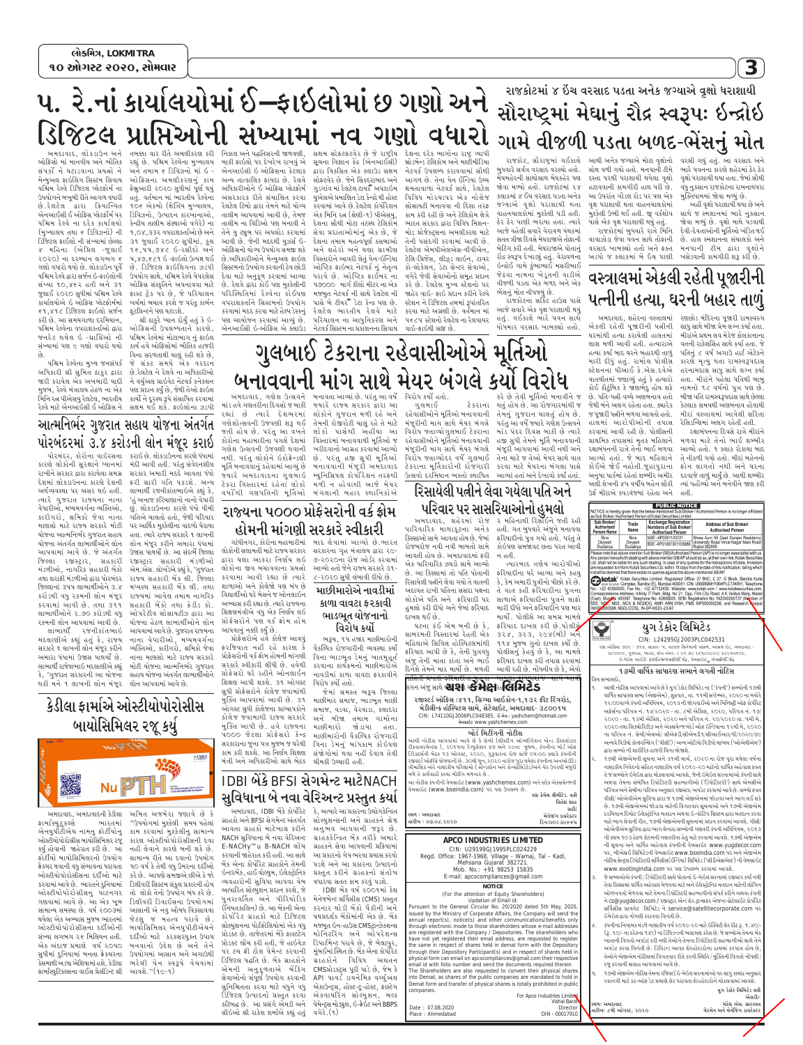# પ. રે.નાં કાર્યાલયોમાં ઈ-ફાઈલોમાં ૯ ગણો અને ડિજિટલ પ્રાપ્તિઓની સંખ્યામાં નવ ગણો વધારો

અમદાવાદ, લોકડાઉન અને ઓફિસો માં માનવીય અને ભૌતિક સંપર્કો ને ઘટાડવાના પ્રયત્નો ને મેન્યુઅલ ફાઇલિંગ સિસ્ટમ સિવાય પશ્ચિમ રેલ્વે ડિજિટલ પ્લેટફોર્મ ના ઉપયોગને ભરપૂરી રીતે આગળ વધારી છે. રેલ્વેના દ્વારા ડિચાન્જિત એનઆઈસીની ઈ-ઓફિસ પ્લેટફોર્મ માં પશ્ચિમ રેલ્વે ના દરેક કાર્યાલયો (મુખ્યાલય તથા ૬ ડિવિઝનો) ની ડિજિટલ ફાઈલોની સંખ્યામાં છેલ્લા ૪ મહિના (એપ્રિલ -જુલાઈ ૨૦૨૦) ના દરમ્યાન લગભગ ૯ ગણો વધારો થયો છે. લોકડાઉન પૂર્વે પશ્ચિમ રેલ્વે દ્વારા સર્જન ઈ-ફાઈલોની સંખ્યા ૧૦,૪૯૮ હતી અને ૩૧ જુલાઈ ૨૦૨૦ સુધીમાં પશ્ચિમ રેલ્વે કાર્યાલયોએ ઈ ઓફિસ પ્લેટફોર્મમાં ૯૧,૪૧૮ ડિજિટલ ફાઈલો સર્જન કરી છે. આ સમયગાળા દરમિયાન, પશ્ચિમ રેલ્વેના વપરાશકર્તાઓ દ્વારા જનરેટ થયેલ ઈ -પ્રાપ્તિઓ ની સંખ્યામાં પણ ૯ ગણો વધારો થયો છે.

પશ્ચિમ રેલ્વેના મુખ્ય જનસંપર્ક અધિકારી શ્રી સુમિત ઠાકુર દ્વારા જારી કરાયેલ એક અખબારી યાદી મુજબ, રેલ્વે મંત્રાલય સ્તરે અને મિશન કર્મયોગી કાર્યક્રમ મુજબ પશ્ચિમ રેલ્વે માટે એનઆઈસીની ઈ ઓફિસ ને તબક્કા વાર રીતે અમલીકરણ કરી રહ્યું છે. પશ્ચિમ રેલ્વેના મુખ્યાલય અને તમામ ૬ ડિવિઝનો માં ઈ -ઓફિસના અમલીકરણનું કામ ફેબ્રુઆરી ૨૦૨૦ સુધીમાં પૂર્ણ થયું હતું. વર્તમાન માં ભારતીય રેલ્વેના ૧૦૯ એકમો (ક્ષેત્રિય મુખ્યાલય, ડિવિઝનો, ઉત્પાદન કારખાનાઓ, કેન્દ્રીય તાલીમ સંસ્થાઓ વગેરે) ના ૧,૦૪,૩૩૨ વપરાશકર્તાઓ છે અને ૩૧ જુલાઈ ૨૦૨૦ સુધીમાં, કુલ ૧૯,૫૫,૭૪૮ ઈ-સ્વીકૃતિ અને ૫,૪૦,૯૨૧ ઈ -ફાઈલો ઉત્પન્ન થઈ છે. ડિજિટલ ફાઈલિંગના ઝડપી ઉપયોગ સાથે, પશ્ચિમ રેલ્વે પેપરલેસ ઓફિસ સંસ્કૃતિને અપનાવવા માટે ફાસ્ટ ટ્રેક પર છે, જે પરિચાલન ખર્ચમાં ભાગ્ય કરશે જ પરંતુ કાર્બન ફૂટપ્રિન્ટને પણ ઘટાડશે.

શ્રી ઠાકુરે ધ્યાન દોર્યું હતું કે ઈ-ઓફિસની ઉપલબ્ધતાને કારણે, પશ્ચિમ રેલ્વેમાં મોટાભાગ નું ફાઈલ કાર્ય હવે ઓફિસોમાં ભૌતિક હાજરી વિના સરળતાથી ચાલુ રહી શકે છે, જે સંકટ સમયે એક વરદાન છે. રેલ્વેને રેલ્વે ના અધિકારીઓ ને વર્ચ્યુઅલ પ્રાઈવેટ નેટવર્ક કનેક્શન પણ પ્રદાન કર્યું છે, જેથી તેઓ ફાઈલ કાર્ય ને દૂરસ્થ રૂપે સંસાધિત કરવામાં સક્ષમ થઈ શકે. ફાઈલોના ઝડપી નિકાલ અને પ્રક્રિયાઓની જાળવણી, બાકી ફાઈલો પર દેખરેખ રાખવું એ એનઆઈસીની ઈ-ઓફિસના કેટલાક અન્ય તાત્કાલિક ફાયદા છે. રેલ્વે અધિકારીઓને ઈ ઓફિસ પ્લેટફોર્મ અસરકારક રીતે સંચાલિત કરવા રેલ્ટેલ ટીમો દ્વારા તેમને માટે યોગ્ય તાલીમ આપવામાં આવી છે, તેમજ તાલીમ ના વિડિઓ પણ બનાવી ને તેને યુ ટ્યુબ પર અપલોડ કરવામાં આવી છે. જેની મદદથી યુઝર્સ ઈ-ઓફિસનો યોગ્ય ઉપયોગ સમજી શકે છે.અધિકારીઓને મેન્યુઅલ ફાઈલ સિસ્ટમનો ઉપયોગ કરવાની ટેવ છોડી દેવા માટે અનુકૂળ કરવામાં આવ્યા છે. રેલ્વે દ્વારા કોઈ પણ મુશ્કેલીની પરિસ્થિતિમાં રેલ્વેના કોઈપણ વપરાશકર્તાને સિસ્ટમનો ઉપયોગ કરવામાં મદદ કરવા માટે હેલ્પ ડેસ્કનું પણ આયોજન કરવામાં આવ્યું છે. એનઆઈસી ઈ-ઓફિસ એ ક્લાઉડ સક્ષમ સોફ્ટવેર છે જે રાષ્ટ્રીય સૂચના વિજ્ઞાન કેન્દ્ર (એનઆઈસી) દ્વારા વિકસિત એક ક્લાઉડ સક્ષમ સોફ્ટવેર છે. જેને ક્લિસ્ટરમાંથી ગુજરાંવ માં રેલ્ટેલ દ્વારા તૈયાર કરવામાં આવ્યું છે. રેલ્ટેલ કોર્પોરેશન ઈ-ઓફિસ ઉપયોગ નું ટ્રેકિંગ રેલ્વેના તમામ મહત્વપૂર્ણ સ્થળો ને વધુમાં વધુ આવા કરી છે અને શહેરો અને ઘણા ગ્રામીણ વિસ્તારોને આવરી લેતું પેન-ઇન્ડિયા ઓપ્ટિક ફાઈબર નેટવર્ક નું નેતૃત્વ ધરાવે છે. ઓપ્ટિક ફાઈબર ના ૫૦૦૦૦ માર્ગ કીલો મીટર ના એક મજબૂત નેટવર્ક ની સાથે રેલ્ટેલ ની પાસે બે ટીયર ડેટા કેન્દ્ર પણ છે. રેલ્ટેલ ભારતીય રેલ્વે માટે પરિચાલન ના આધુનિકરણ અને નેટવર્ક સિસ્ટમના પ્રકાશનના સિવાય દેશના દરેક ભાગોના રાજ્ય વ્યાપી બ્રોડબેન્ડ ડિલિવરી અને મલ્ટીમીડિયા નેટવર્ક ઉપલબ્ધ કરાવવામાં સૌથી આગળ છે. તેના પેન ઇન્ડિયા ઉચ્ચ ક્ષમતાવાળા નેટવર્ક સાથે, રેલ્ટેલ વિવિધ માર્ગ બધિર એક નોલેજ સોસાયટી બનાવવા ની દિશા તરફ કામ કરી રહી છે અને ટેલિકોમ ક્ષેત્રે ભારત સરકાર દ્વારા વિવિધ મિશન-મોડ પ્રોજેક્ટ્સના અમલીકરણ માટે તેની પસંદગી કરવામાં આવી છે. રેલ્ટેલ એમપીએલએસ-વીપીએન, ટેલિ-પ્રિજેક્ષ, લીઝ્ડ લાઈન, ટાવર કો-લોકેશન, ડેટા સેન્ટર સેવાઓ, વગેરે જેવી સેવાઓનો સમૂહ પ્રદાન કરે છે. રેલ્ટેલ મુખ્ય સ્ટેશનો પર જાહેર વાઈ- ફાઈ પ્રદાન કરીને રેલ્વે સ્ટેશન ને ડિજિટલ હબમાં રૂપાંતરિત કરવા માટે આવ્યું છે. વર્તમાન માં ૫૯૫૫ સ્ટેશનો રેલ્ટેલ ના રેલવાયર વાઈ-ફાઈથી સજ્જ છે.

# આત્મનિર્ભર ગુજરાત સહાય યોજના અંતર્ગત પોરબંદરમાં ૩.૪ કરોડની લોન મંજૂર કરાઈ

પોરબંદર, કોરોના વાઇરસના કારણે લોકોની સુરક્ષાને ધ્યાનમાં રાખીને સરકાર દ્વારા કરાયેલા સમગ્ર દેશમાં લોકડાઉનના કારણે દેશની અર્થવ્યવસ્થા પર અસર થઇ હતી. ત્યારે ગુજરાત રાજ્યના નાના વેપારીઓ, મધ્યમવર્ગના વ્યક્તિઓ, કારીગરો, શ્રમિકો જેવા નાના માણસો માટે રાજ્ય સરકારે મોટી યોજના આત્મનિર્ભર ગુજરાત સહાય યોજના અંતર્ગત લાભાર્થીઓને લોન આપવામાં આવે છે. જે અંતર્ગત જિલ્લા રજીસ્ટ્રાર, સહકારી મંડળીઓ, નાગરિક સહકારી બેંકો તથા શરાફી મંડળીઓ દ્વારા પોરબંદર જિલ્લાના ૩૫૫ લાભાર્થીઓને ૩.૪ કરોડથી વધુ રકમની લોન મંજૂર કરવામાં આવી છે. તથા ૩૧૧ લાભાર્થીઓને ૨.૭૦ કરોડથી વધુ રકમની લોન આપવામાં આવી છે.

લાભાર્થી રજનીકાંતભાઇ મદલાણીએ કહ્યું હતું કે, રાજ્ય સરકારે ૧ લાખની લોન મંજૂર કરીને અમારા ધંધામાં ઉપયોગ થશે કરાઇ છે. લોકડાઉનના કારણે ધંધો પણ મંદી આવી હતી. પરંતુ સંવેદનશીલ સરકાર અમારી મદદે આવતા ધંધો ફરી શરૂ કરી શકાશે. આ ઉપરાંત લાભાર્થી રાજેશભાઇ મદલાણીએ જણાવ્યું હતું કે, ''હું અનાજ કરિયાણાનો નાનો વેપારી છું. લોકડાઉનના કારણે ધંધો પણ ઠપ થયો હતો. જેથી પરિવાર નું ગુજરાન ચલાવવું મુશ્કેલીમાં મૂકાયું હતું. ત્યારે રાજ્ય સરકારે ૧ લાખની લોન મંજૂર કરીને ધંધામાં ઉપયોગ થશે. લાભાર્થીઓએ 'ગુજરાત સરકારનો આ યોજના થકી અમને ૧ લાખની લોન મંજૂર' રજીસ્ટ્રાર સહકારી મંડળીઓ એમ.એસ. લોખંડે કહ્યું કે, 'ગુજરાત રાજ્ય સહકારી બેંક લી. જિલ્લા મધ્યસ્થ સહકારી બેંક લી. તથા રાજ્યમાં આવેલ તમામ નાગરિક સહકારી બેંકો તથા ક્રેડિટ કો-ઓપરેટીવ સોસાયટીઓ દ્વારા આ યોજના હેઠળ લાભાર્થીઓને લોન આપવામાં આવે છે. ગુજરાત રાજ્યના નાના વેપારીઓ, મધ્યમવર્ગના વ્યક્તિઓ, કારીગરો, શ્રમિકો જેવા નાના માણસો માટે રાજ્ય સરકારે મોટી યોજના આત્મનિર્ભર ગુજરાત સહાય યોજના અંતર્ગત લાભાર્થીઓને લોન આપવામાં આવે છે.

# કેડીલા ફાર્માએ ઓસ્ટીયોપોરોસીસ બાયોસિમિલર રજૂ કર્યુ

અમદાવાદ, અમદાવાદની કેડીલા ફાર્માસ્યુટીકલ્સે ભારતમાં એનયુપીટીએચ નામનું ટેરીપેરાટાઇડ ઓસ્ટીયોપોરોસીસ બાયોસિમિલર રજૂ કર્યું હોવાની જાહેરાત કરી છે. આ ટેરીપેરાટાઇડ બાયોસિમિલરનો ઉપયોગ ફ્રેક્ચર થવાની વધુ સંભાવના ધરાવતા ઓસ્ટીયોપોરોસીસના દર્દીઓ માટે કરવામાં આવે છે. ભારતને દુનિયામાં ઓસ્ટીયોપોરોસીસના પાટનગર ગણવામાં આવે છે. આ એક બહુ સામાન્ય સમસ્યા છે. વર્ષ ૨૦૦૩માં થયેલા એક અભ્યાસ મુજબ ભારતમાં ઓસ્ટીયોપોરોસીસના દર્દીઓની સંખ્યા લગભગ ૨૬ મિલિયન હતી. એક અંદાજ મુજબ વર્ષ ૨૦૫૦ સુધીમાં દુનિયામાં થતા ફ્રેક્ચરના કેસમાંથી અડધોઅડધ એશિયામાં હશે. કેડીલા ફાર્માસ્યુટિકલ્સના ચાઇસ પ્રેસીડેન્ટ શ્રી અમિત અજમેરા જણાવે છે કે ''ઉપયોગમાં મુશ્કેલી સમજ પડવાનું કામ કરવામાં મુશ્કેલીનું સામાન્ય કારણ ઓસ્ટીયોપોરોસીસનું કારણ નહીં હોવાને કારણે બની શકે છે. સામાન્ય રીતે આ દવાનો ઉપયોગ ૫૦ વર્ષ કે તેથી વધુ ઉંમરના દર્દીઓ કરે છે. આપણે સમજવાનું છે એ તે ડિવાઇસ કેમિસ્ટમાં સંકુલ પ્રકારની લોય તો લોકો તેનો ઉપયોગ બંધ કરે છે. ડિવાઇસ ડિવાઇસના ઉપયોગમાં આસાની એ નવું નોંધપાત્ર વિકસાવવા જેટલું જ મહત્વ ધરાવે છે. બાયોસિમિલર એનયુપીટીએચને દર્દીઓ માટે ફ્રસ્ટરયુક્ત ઉપયોગ બનાવવાનો ઉદ્દેશ છે અને તેને ઉપયોગમાં આસાન અને આગાઉથી ભરેલી પેન સ્વરૂપે વેચવામાં આવશે.''(૧૯-૧)

# ગુલબાઈ ટેકરાના રહેવાસીઓએ મૂર્તિઓ બનાવવાની માંગ સાથે મેયર બંગલે કર્યો વિરોધ

અમદાવાદ, ગણેશ ઉત્સવને માંડ હવે ગણતરીના દિવસો જ બાકી રહ્યા છે ત્યારે ઉત્સવના ગણેશોત્સવની ઉજવણી શરૂ થઈ જતી હોય છે. પરંતુ આ વખતે કોરોના મહામારીના પગલે દેશમાં ગણેશ ઉત્સવની ઉજવણી થવાની નથી. પરંતુ લોકો ઘરમાં મૂર્તિની સ્થાપના કરશે. ત્યારે અમદાવાદના ગુલબાઈ ટેકરા વિસ્તારમાં રહેતા લોકો વર્ષોથી ગણપતિની મૂર્તિઓ બનાવતા આવ્યા છે. પરંતુ આ વર્ષે રાજ્ય સરકાર દ્વારા આ લોકોને ગુજરાન મળી રહે અને તેમની રોજગારી ચાલુ રહે તે માટે લોકો પાસેથી આવીયા આ વિસ્તારમાં બનાવવાથી મૂર્તિઓ જ ખરીદવાનો આગ્રહ કરવામાં આવ્યો છે. પરંતુ હજુ સુધી મૂર્તિઓ બનાવવાની મંજૂરી અમદાવાદ મ્યુનિસિપલ કોર્પોરેશન તરફથી મળી ન હોવાથી આજે મેયર બંગલાના બહાર સ્થાનિકોએ વિરોધ કર્યો હતો.

ગુલબાઈ ટેકરાના રહેવાસીઓને મૂર્તિઓ બનાવવાની મંજૂરીની માંગ સાથે મેયર બંગલે વિરોધ જતાવ્યો.ગુલબાઈ ટેકરાના રહેવાસીઓને મૂર્તિઓ બનાવવાની મંજૂરીની માંગ સાથે મેયર બંગલે વિરોધ જતાવ્યો.વર્ષે ગુલબાઈ ટેકરાના મૂર્તિકારોની રોજગારી ઉત્સવો દરમિયાન ભક્તો સ્થાપિત કરે છે તેવી મૂર્તિઓ બનાવીને જ થતું હોય છે. આ રોજગારમાંથી જ તેમનું ગુજરાન ચાલતું હોય છે. પરંતુ આ વર્ષે જ્યારે ગણેશ ઉત્સવને માંડ પંદર દિવસ બાકી છે ત્યારે હજી સુધી તેમને મૂર્તિ બનાવવાની મંજૂરી આપવામાં આવી નથી. જેના કારણે તેઓ વિરોધ પ્રદર્શન કરવા માટે મેયરના બંગલા પાસે આવ્યા હતા અને દેખાવો કર્યા હતા.

# રાજ્યના ૫૦૦૦ પ્રોફેસરોની વર્ક ફ્રોમ હોમની માંગણી સરકારે સ્વીકારી

ગાંધીનગર, કોરોના મહામારીમાં લોકોની સલામતી માટે રાજ્ય સરકાર દ્વારા ઘણા આકરા નિર્ણય લઇ લોકોના જીવ બચાવવાના પ્રયાસો કરવામાં આવી રહ્યા છે ત્યારે શાળાઓ અને કોલેજો પણ બંધ છે વિદ્યાર્થીઓ ઘરે બેસીને જ ઓનલાઈન અભ્યાસ કરી રહ્યા છે. ત્યારે રાજ્યના શિક્ષણમંત્રીએ વધુ એક નિર્ણય લઇ પ્રોફેસરોને પણ વર્ક ફ્રોમ હોમ આપવાનું નક્કી કર્યું છે.

પ્રોફેસરોએ હવે કોલેજ આવવું ફરજિયાત નહીં રહે કારણ કે પ્રોફેસરોની વર્ક ફ્રોમ હોમની માંગણી સરકારે સ્વીકારી લીધી છે. હવેથી પ્રોફેસરો ઘરે રહીને ઓનલાઈન શિક્ષણ આપી શકશે. ૩૧ ઓગસ્ટ સુધી પ્રોફેસરોને કોલેજ જવામાંથી મુક્તિ આપવામાં આવી છે. ૩૧ ઓગસ્ટ સુધી કોલેજના પ્રાધ્યાપકોને કોલેજ જવામાંથી રાજ્ય સરકારે મુક્તિ આપી છે. હવે રાજ્યના ૫૦૦૦ જેટલા પ્રોફેસરો કેન્દ્ર સરકારના જુના પત્ર મુજબ જ ઘરેથી કામ કરી શકશે. આ નિર્ણય શિક્ષણ મંત્રી અને અધિકારીઓ સાથે બેઠક બાદ લેવામાં આવ્યો છે. ભારત સરકારના ગૃહ મંત્રાલય દ્વારા ૨૯-૭-૨૦૨૦ના રોજ ઓર્ડર કરવામાં આવ્યો હતો જેને રાજ્ય સરકારે ૩૧-૮-૨૦૨૦ સુધી લંબાવી દીધો છે.

# માછીમારોએ નાવડીમાં કાળા વાવટા ફરકાવી ભાડભૂત યોજનાનો વિરોધ કર્યો

ભરૂચ, ૧૫ હજાર માછીમારોની વૈકલ્પિક રોજગારીની વ્યવસ્થા કર્યા વિના ભાડભૂત ડેમનું ખાતમુહૂર્ત કરવાના કાર્યક્રમનો માછીમારોએ નાવડીમાં કાળા વાવટા ફરકાવીને વિરોધ કર્યો હતો.

જેમાં સમસ્ત ભરૂચ જિલ્લા માછીમાર સમાજ, ભાડભૂત માછી સમાજ, વડવા, વેરવાડા, કલાદરા અને બીજા તમામ ગામોના માછીમારો જોડાયા હતા. માછીમારોની વૈકલ્પિક રોજગારી વિના ડેમનું ખાતકામ કરવામાં આવે તો માછીમાર સમાજ પર બેરોજગારીનો સંકટ આવી પડશે. સંઘર્ષ ચાલુ જ રાખવામાં આવશે તેવી ચીમકી ઉચ્ચારી હતી.

# રિસામણે બેઠેલી પત્નીને લેવા ગયેલા પતિ અને પરિવાર પર સાસરિયાઓનો હુમલો

અમદાવાદ, શહેરમાં રોજ પારિવારિક મારામારીના અનેક કિસ્સાઓ સામે આવતા હોય છે. જેમાં રોજબરોજ નવી નવી બાબતો સામે આવતી હોય છે. અમદાવાદમાં ફરી એક પારિવારિક ઝઘડો સામે આવ્યો છે. આ કિસ્સામાં તો પતિ પોતાની રિસાયેલી પત્નીને લેવા ગયો તે વખતની અદાવત રાખી પતિના સસરા પક્ષના લોકોએ પતિ અને ફરિયાદી પર હુમલો કરી દીધો અને જેમાં ફરિયાદ દાખલ થઈ છે.

ઘટના કંઈ એમ બની છે કે, સાબરમતી વિસ્તારમાં રેહતી એક મહિલાએ ચિત્તલ હોસ્પિટલમાંથી ફરિયાદ આપી છે કે, તેની પુત્રવધુ અજુ તેની માતા કાંતા અને ભાઈ દિનેશ તેમને મારી નાખવાની ધમકી આપી હતી તેમજ ૨ મહિનાથી રિસાઈને જતી રહી હતી. આ બાબતે આજુબાજુ ફરિયાદીના પુત્ર ગયો હતો. પરંતુ તે કોઈપણ સમજાવટ છતાં પરત આવી ન હતી.

ત્યારબાદ ગણેશે આરોપીઓ ફરિયાદીના ઘરે આવ્યા અને કહ્યુ કે, કેમ અમારી પુત્રીની પીછો કરે છે. તે વાત કરી ફરિયાદીના પુત્રના સાળાએ ફરિયાદીના પુત્રને લોકો મારી દીધો અને ફરિયાદીને પણ માર માર્યો. પોલીસે આ સમગ્ર મામલે ફરિયાદ દાખલ કરી છે. પોલીસે ૩૨૪, ૩૨૩, ૨૯૪(બી) અને ૧૧૪ મુજબ ગુનો દાખલ કર્યો છે. પોલીસનું કહેવું છે કે, આ મામલે ફરિયાદ દાખલ કરી તપાસ કરવામાં આવી રહી છે. નોંધણીય છે કે, એક

# IDBI બેંકે BFSI સેગમેન્ટ માટેNACH સુવિધાના બે નવા વેરિઅન્ટ પ્રસ્તુત કર્યા

અમદાવાદ, IDBI બેંક કોર્પોરેટ ગ્રાહકો અને BFSI સેગમેન્ટ અંતર્ગત આવતા ગ્રાહકો માટે બે નવા NACH સુવિધાના બે નવા વેરિઅન્ટ E-NACHy™ B-NACH લોંચ કરવાની જાહેરાત કરી હતી. આ સાથે બેંક એના કોર્પોરેટ ગ્રાહકોને ઈન્ટરબેંક, હાઉ વોલ્યુમ, ઈલેક્ટ્રોનિક વ્યવહારોની સુવિધા આપવા વૈશ્વિક આધારિત સોલ્યુશન પ્રદાન કરશે, જે પુનરાવર્તિત અને પરિયોડિક (નિયતકાલિન) છે. આ બેંકની એના કોર્પોરેટ ગ્રાહકો માટે ડિજિટલ સોલ્યુશનના પોર્ટફોલિયોમાં એક વધુ પ્રોડક્ટ છે. તાજેતરમાં બેંકે ફાસ્ટટેગ પ્રોડક્ટ લોંચ કરી હતી, જે હાઈવેઝ પર ટચ ફ્રી ટોલ પેમેન્ટ કરવાની ડિજિટલ પદ્ધતિ છે. બેંક ગ્રાહકોને એમની અનુકૂળતાએ બેંકિંગ સેવાઓનો સંપૂર્ણ ઉપયોગ કરવાની સુનિશ્ચિતતા કરવા માટે નવું નવું ડિજિટલ ઉત્પાદનો પ્રસ્તુત કરવા કટિબદ્ધ છે. આ પ્રસંગે બેંકની અને સીઈઓ શ્રી રાકેશ શર્માએ કહ્યું હતું કે, અત્યારે આ પ્રકારના ઉદ્યોગકેન્દ્રિત સોલ્યુશનની અને ગ્રાહકના ક્ષેત્ર અનુભવ આપવાની જરૂર છે. ગ્રાહકકેન્દ્રિત બેંક તરીકે અમે ગ્રાહકના એકંદર અનુભવને સુધારવા પરિવર્તનકારક પ્રક્રિયાઓમાં ઉતારીએ છીએ.

IDBI બેંક વર્ષ ૨૦૦૧માં કેશ મેનેજમેન્ટ સર્વિસીસ (CMS) સ્થાપિત કરનાર થોડી બેંકો પૈકીની અને પબ્લિક સેક્ટરમાં બેંક છે. બેંક મજબૂત ઈન-હાઉસ CMS ટ્રાન્ઝેક્શન મોનિટરિંગ અને ઓપરેશન્સ ડિપાર્ટમેન્ટ ધરાવે છે, જે બેલાપુર, મુંબઈમાં સ્થિત છે. બેંક એના કોર્પોરેટ ગ્રાહકોને વિવિધ અદ્યતન CMS પ્રોડક્ટ્સ પૂરી પાડે છે, જેમ કે API પાવર્ડ કાઉન્ટર્સ વચ્ચે ખાદ્ય એકાઉન્ટ્સ, હોસ્ટ-ટુ-હોસ્ટ, ફાસ્ટેગ એકનાલિટિક્સ સોલ્યુશન, બલ્ક પેમેન્ટ્સ મોડ્યુલ, ઈ-કલેક્ટ અને BBPS વગેરે.(૧)

# રાજકોટમાં ૪ ઈંચ વરસાદ પડતા અનેક જગ્યાએ વૃક્ષો ધરાશયી

# સૌરાષ્ટ્રમાં મેઘાનું રૌદ્ર સ્વરૂપ: ઇન્દ્રોઈ ગામે વીજળી પડતા બળદ-ભેંસનું મોત

રાજકોટ, સૌરાષ્ટ્રમાં ગઈકાલે બપોરે સર્વત્ર વરસાદ વરસ્યો હતો. મેઘમહેરની સાથોસાથ મેઘકહેર પણ જોવા મળ્યો હતો. રાજકોટમાં ૪ કલાકમાં ૪ ઈંચ વરસાદ પડતા અનેક જગ્યાએ વૃક્ષો ધરાશાયી થતા વાહનચાલકોમાં મુશ્કેલી પડી હતી. ઠેર ઠેર પાણી ભરાયા હતા. ત્યારે આજે વહેલી સવારે વેરાવળ પંથકમાં સતત ત્રીજા દિવસે મેઘરાજાએ તોફાની બેટિંગ કરી હતી. મેઘરાજાએ પોતાનું રૌદ્ર સ્વરૂપ દેખાડ્યું હતું. વેરાવળના ઇન્દ્રોઈ ગામે કુંભાભાઈ મસરીભાઈ જેઠવા નામના ખેડૂતની વાડીએ વીજળી પડતા એક બળદ અને એક ભેંસનું મોત નીપજ્યું છે.

રાજકોટના સાંઢિયા ગાઉસ પાસે આજે સવારે એક વૃક્ષ ધરાશાયી થયું હતું. ગઈકાલે ભારે પવન સાથે પોપમાર વરસાદ ખાબક્યો હતો. આથી અનેક જગ્યાએ મોટા વૃક્ષો સોથ વળી ગયો હતો. મનપાની ટીમ સ્તત પરથી ધરાશાયી થયેલા વૃક્ષો હટાવવાની કામગીરી હાથ ધરી છે. આ ઉપરાંત ગોંડલ રોડ પર પણ એક વૃક્ષ ધરાશાયી થતા વાહનચાલકોમાં મુશ્કેલી ઉભી થઈ હતી. જી. વટસ્ટેશન પાસે એક વૃક્ષ ધરાશાયી થયું હતું.

રાજકોટમાં બુધવારે રાત્રે મિનિ વાવાઝોડા જેવા પવન સાથે તોફાની વરસાદ ખાબક્યો હતો અને ફક્ત અડધો જ કલાકમાં બે ઈંચ પાણી વરસી ગયું હતું. આ વરસાદ અને ભારે પવનના કારણે શહેરમાં ઠેર ઠેર વૃક્ષો ધરાશાયી થયા હતા. જેમાં સૌથી વધુ નુકસાન રાજકોટના રામનાથપરા મુક્તિધામમાં જોવા મળ્યું છે.

અહીં વૃક્ષો ધરાશાયી થવા છતાં અને સાથે જ સ્મશાનના ભાગે નુકસાન જોવા મળ્યું છે. વૃક્ષ માથે પડવાથી દેવી-દેવતાઓની મૂર્તિઓ ખંડિત થઈ છે. હાલ સ્મશાનના સંચાલકો અને મનપાની ટીમ દ્વારા વૃક્ષોને ખસેડવાની કામગીરી શરૂ કરી છે.

# વસ્ત્રાલમાં એકલી રહેતી પૂજારીની પત્નીની હત્યા, ઘરની બહાર તાળું

અમદાવાદ, શહેરના વસ્ત્રાલમાં એકલી રહેતી પૂજારીની પત્નીની ઘરમાંથી હત્યા કરાયેલી હાલતમાં લાશ મળી આવી હતી. હત્યારાએ હત્યા કર્યા બાદ ઘરને બહારથી તાળું મારી દીધું હતું. રામોલ પોલીસ સ્ટેશનના પીઆઈ કે.એસ.દવેએ વાતચીતમાં જણાવ્યું હતું કે વાગતી કોઈ કોટુંબિક કે જાણભેદુ હોય શકે છે. પતિ-પત્ની વચ્ચે અણબનાવ હતો જેથી બન્ને અલગ રહેતા હતા. હાલમાં જ પૂજારી પત્નીને મળવા આવતો હતો. હાલમાં આરોપીઓની તપાસ કરવામાં આવી રહી છે. પોલીસની પ્રાથમિક તપાસમાં મૃતક મહિલાને રક્ષાબંધનની રાત્રે તેની ભાઈ મળવા આવ્યો હતો. જે બાદ મહિલા ને કોઈએ જોઈ નહોતી.જીતાપુરાના અનુપમ પાર્કમાં રહેતો શબ્બીર અમીર અલી શેખની ૪૫ વર્ષીય બહેન સીરીન ઉર્ફે મીરાએ કપડવંજમાં રહેતા અને રાણકાર મંદિરના પૂજારી રામસ્વરૂપ સાધુ સાથે બીજા પ્રેમ લગ્ન કર્યા હતા. મીરાંએ પ્રથમ લગ્ન મૈરેજ કોલકાતાના વતની રહીમસિંહ સાથે કર્યા હતા. પતિનું ૮ વર્ષ અગાઉ હાર્ટ એટેકને કારણે મૃત્યુ થતાં રામસ્વરૂપદાસ હરનામદાસ સાધુ સાથે લગ્ન કર્યા હતા. મીરાંને પહેલા પતિથી થાકુ નામનો ૧૮ વર્ષનો પુત્ર પણ છે. બીજા પતિ રામસ્વરૂપદાસ સાથે લગ્ન કેટલાક સમયથી અણબનાવ હોવાથી મીરાં વસ્ત્રાલમાં આવેલી સરિતા રેસિડન્સિમાં એકલા રહેતી હતી.

રક્ષાબંધનના દિવસે રાત્રે મીરાંને મળવા માટે તેનો ભાઈ શબ્બીર આવ્યો હતો. ૧ કલાક રોકાયા બાદ તે નીકળી ગયો હતો. મીરાં બહેનનો ફોન લાગતો નથી અને ઘરના દરવાજે તાળું માર્યું છે. આથી શબ્બીર ત્યાં પહોંચ્યો અને બનેવીને જાણ કરી હતી.

**PUBLIC NOTICE**

NOTICE is hereby given that the below mentioned Sub Broker / Authorised Person is no longer affiliated as Sub Broker / Authorised Person of Kotak Securities Limited.

| Sub Broker/ Authorised Person Name | Trade Name | Exchange Registration Numbers of Sub Broker/ Authorised Person | Address of Sub Broker/ Authorised Person |
|---|---|---|---|
| Bina Divyesh Dudakiya | Bina Divyesh Dudakiya | NSE-AP0291103721 BSE-AP01080730115098 | Shree Aum 55 Geet Gunjan Residency University Road Yimal Nagar Main Road Rajkot 360005 |

Please note that above mention Sub Broker (SB)/Authorised Person (AP) is no longer associated with us. Any person henceforth dealing with above mention SB/AP should do so, at their own risk. Kotak Securities Ltd. shall not be liable for any such dealing. In case of any queries for the transactions till date, Investors are requested to inform Kotak Securities Ltd. within 15 days from the date of this notification, failing which it shall be deemed that there exists no queries against the above mentioned SB/AP.

Kotak Securities Limited. Registered Office: 27 BKC, C 27, G Block, Bandra Kurla Complex, Bandra (E), Mumbai 400051. CIN: U99999MH1994PLC134051, Telephone No.: +22 43360000, Fax No.: +22 67132430. Website: www.kotak.com / www.kotaksecurities.com. Correspondence Address: Infinity IT Park, Bldg. No 21, Opp. Film City Road, A K Vaidya Marg, Malad (East), Mumbai 400097. Telephone No: 42856825. SEBI Registration No: INZ000200137 (Member of BSE, NSE, MSE, MCX & NCDEX), AMFI ARN 0164, PMS INP000000258, and Research Analyst INH000000586. NSDL/CDSL: IN-DP-NSDL-23-97.

# ચરણ કેમેક્સ લિમિટેડ

રજીસ્ટર્ડ ઓફિસ: ૪૯૧, ચિગ્મા આઈકોન-૧,૧૩૨ ફીટ રિંગરોડ, મેડીલીન્ક હોસ્પિટલ સામે, સેટેલાઈટ, અમદાવાદ-૩૮૦૦૧૫

CIN: L74110GJ2006PLC048385, ઈ-મેલ: yashchem@hotmail.com

વેબસાઈટ: www.yashchemex.com

**બોર્ડ મિટીંગની નોટીસ**

આથી નોટીસ આપવામાં આવે છે કે કંપની લિમીટેડ, ઓબ્લીગેશન એન્ડ ડિસ્ક્લોઝર રીક્વાયરમેન્ટ્સ), ૨૦૧૫ના રેગ્યુલેશન ૪૭ અને ૩૩ના અનુસાર, ૩૦ જૂન, ૨૦૨૦ના રોજ પુરા થયેલા ત્રિમાસિક ના અન-ઓડિટેડ નાણાકીય પરિણામો ધ્યાનમાં લેવા અને મંજૂરી આપવા માટે કંપનીના બોર્ડ ઓફ ડિરેક્ટર્સની મીટીંગ શુક્રવાર, ૧૪ ઓગસ્ટ, ૨૦૨૦ના રોજ બપોરે ૦૪:૦૦ કલાકે કંપનીના રજીસ્ટર્ડ ઓફિસ ખાતે યોજાશે.

આ નોટીસ કંપનીની વેબસાઈટ (www.yashchemex.com) અને સ્ટોક એક્સચેન્જની વેબસાઈટ (www.bseindia.com) પર પણ ઉપલબ્ધ છે.

યશ કેમેક્ષ લીમીટેડ વતી
પ્રિતેશ શાહ
સહી/-
મેનેજીંગ ડાયરેક્ટર
ડિન:૦૦૨૩૯૬૬૫

સ્થળ : અમદાવાદ
તારીખ : ૦૯.૦૮.૨૦૨૦

**APCO INDUSTRIES LIMITED**

CIN: U29199GJ1995PLC024229

Regd. Office: 1967-1968, Village : Wamaj, Tal - Kadi, Mehsana Gujarat 382721.

Mob. No.: +91 98253 15835

E-mail: apcocompliances@gmail.com

**NOTICE**

(For the attention of Equity Shareholders)

Updation of Email id:

Pursuant to the General Circular No. 20/2020 dated 5th May, 2020, issued by the Ministry of Corporate Affairs, the Company will send the annual report(s), notice(s) and other communications/benefits only through electronic mode to those shareholders whose e-mail addresses are registered with the Company / Depositories. The shareholders who have not yet registered their email address, are requested to register the same in respect of shares held in demat form with the Depository through their Depository Participant(s) and in respect of shares held in physical form can email on apcocompliances@gmail.com their respective email id with folio number and send the documents required therein.

The Shareholders are also requested to convert their physical shares into Demat, as shares of the public companies are mandated to hold in Demat form and transfer of physical shares is totally prohibited in public companies.

For Apco Industries Limited
Vishal Baro
Director
DIN - 00017910

Date : 07.08.2020
Place : Ahmedabad

# યુગ ડેકોર લિમિટેડ

CIN: L24295GJ2003PLC042531

રજી.ઓફિસ: ૩૦૦ - ૩૦૮, સાહાર - ૫, ન્યુટન વિનોબાની બાજુમાં, મકરબા રોડ, અમદાવાદ - ૩૮૦૦૦૯, ગુજરાત, ભારત. ફોન નંબર: + ૯૧ ૭૯ ૨૬૪૦૨૦૨૦

ઈ-મેઈલ આઈડી: cs@yugdecor.com, વેબસાઈટ: www.yugdecor.com

**૧૭મી વાર્ષિક સાધારણ સભાને લગતી નોટિસ**

પ્રિય સભાસદો,

૧. આથી નોટિસ આપવામાં આવે છે કે યુગ ડેકોર લિમિટેડ ના ('કંપની') સભ્યોની ૧૭મી વાર્ષિક સાધારણ સભા (એજીએમ), શુક્રવાર, તા. ૧૧મી સપ્ટેમ્બર, ૨૦૨૦ ના બપોરે ૧૨:૦૦ વાગ્યે કંપની અધિનિયમ, ૨૦૧૩ ની જોગવાઈઓ અને મિનિસ્ટ્રી ઓફ કોર્પોરેટ અફેર્સના પરિપત્ર નં. ૧૪/૨૦૨૦ - તા. ૮મી એપ્રિલ, ૨૦૨૦, પરિપત્ર નં. ૧૭/૨૦૨૦ - તા. ૧૩મી એપ્રિલ, ૨૦૨૦ અને પરિપત્ર નં. ૨૦/૨૦૨૦ તા. ૫મી મે, ૨૦૨૦ તથા સિક્યોરિટીઝ અને એક્સચેન્જ બોર્ડ ઓફ ઈન્ડિયાના ૧૨મી મે, ૨૦૨૦ ના પરિપત્ર નં. સેબી/એચઓ/ સીએફડી/સીએમડી૧/સીઆઈઆર/પી/૨૦૨૦/૭૯ અન્વયે વિડીઓ કોન્ફરન્સિંગ ('વીસી') / અન્ય ઓડિયો વિઝ્યુઅલ માધ્યમ ('ઓએવીએમ') દ્વારા સભ્યની શારીરિક હાજરી વિના યોજાશે.

૨. ૧૭મી એજીએમની સૂચના અને ૩૧મી માર્ચ, ૨૦૨૦ ના રોજ પૂરા થયેલા વર્ષના નાણાકીય નિવેદનો સહિત નાણાકીય વર્ષ ૨૦૧૯-૨૦ માટેનો વાર્ષિક અહેવાલ ફક્ત તે જ સભ્યોને ઈમેઈલ દ્વારા મોકલવામાં આવશે, જેમની ઈમેઈલ સરનામાંઓ કંપની સાથે અથવા તેમના સંબંધિત ડિપોઝિટરી સહભાગીઓ ('ડિપોઝિટરી') સાથે એમસીએ પરિપત્ર અને સેબીના પરિપત્ર અનુસાર રજીસ્ટર / અપડેટ કરવામાં આવે છે. સભ્યો ફક્ત વીસી/ ઓએવીએમ સુવિધા દ્વારા ૧૭મી એજીએમમાં જોડાવા અને ભાગ લઈ શકે છે. ૧૭મી એજીએમમાં જોડાવા માટેની વિગતવાર સૂચનાઓ અને ૧૭મી એજીએમ દરમિયાન રિમોટ ઈ-વોટિંગ અથવા ઈ-વોટિંગ સિસ્ટમ દ્વારા મતદાન કરવા માટે ભાગ લેવાની રીત, ૧૭મી એજીએમની સૂચનામાં પ્રદાન કરવામાં આવશે. વીસી/ ઓએવીએમ સુવિધા દ્વારા ભાગ લેનારા સભ્યોની ગણતરી કંપની અધિનિયમ, ૨૦૧૩ ની કલમ ૧૦૩ હેઠળ કોરમની ગણતરીના હેતુ માટે કરવામાં આવશે. ૧૭મી એજીએમ ની સૂચના અને વાર્ષિક અહેવાલ કંપનીની વેબસાઈટ www.yugdecor.com પર, બીએસઈ લિમિટેડની વેબસાઈટ www.bseindia.com પર અને એજીએમ નોટિસ સેન્ટ્રલ ડિપોઝિટરી સર્વિસીસ (ઈન્ડિયા) લિમિટેડ ('સીડીએસએલ') ની વેબસાઈટ www.evotingindia.com પર પણ ઉપલબ્ધ કરાવવામાં આવશે.

૩. જે સભ્યએ પોતે કંપની / ડિપોઝિટરી સાથે પોતાનો ઈ-મેઈલ સરનામું રજીસ્ટર કર્યો નથી તેવા કિસ્સામાં વાર્ષિક અહેવાલ મેળવવા માટે અને ઈલેક્ટ્રોનિક મતદાન માટેની લોગિન ઓળખપત્રો મેળવવા માટે તેમના ડિપોઝિટરી સહભાગીનો સંપર્ક કરીને અથવા કંપનીને cs@yugdecor.com / રજીસ્ટ્રાર એન્ડ શેર ટ્રાન્સફર એજન્ટ-સેટેલાઈટ કોર્પોરેટ સર્વિસીસ પ્રાઈવેટ લિમિટેડ ને service@satellitecorporate.com પર ઈમેઈલ દ્વારા નોંધણી કરાવવા વિનંતી છે.

૪. કંપનીના નિયમો મુજબ નાણાકીય વર્ષ ૨૦૧૯-૨૦ માટે ડિવિડંડ શેર દીઠ રૂ. ૧.૫૦/- (રૂ. ૧૦/- ના દરેક ના ૧૫%) ના ડિવિડન્ડની ભલામણ કરેલ છે. જે સભ્યએ તેમના બેંક ખાતાની વિગતો અપડેટ કરી નથી તેઓને તેમના ડિપોઝિટરી સહભાગીઓ સાથે તેને અપડેટ કરવા વિનંતી છે. ડિવિડન્ડ આવાર શેરહોલ્ડરોના હાથમાં કરપાત્ર હોવ છે, તેઓને એજીએમ નોટિસમાં વિગતવાર રીતે કરની વિગતો / મુક્તિના વિગતો નોંધણી / રજૂ કરવાની સલાહ આપવામાં આવે છે.

૫. ૧૭મી એજીએમની નોટિસ તેમના રજિસ્ટર્ડ ઈ-મેઈલ સરનામાંઓ પર લાગુ કાયદા અનુસાર રવાનગી માટે કટ-ઓફ ડેટ પ્રમાણે શેર ધરાવતા શેરહોલ્ડરોને મોકલવામાં આવશે.

યુગ ડેકોર લિમિટેડ વતી
સહી/-
ચેતન એસ. શાહ
ચેરમેન અને મેનેજિંગ ડાયરેક્ટર

સ્થળ: અમદાવાદ
તારીખ: ૮મી ઓગસ્ટ, ૨૦૨૦